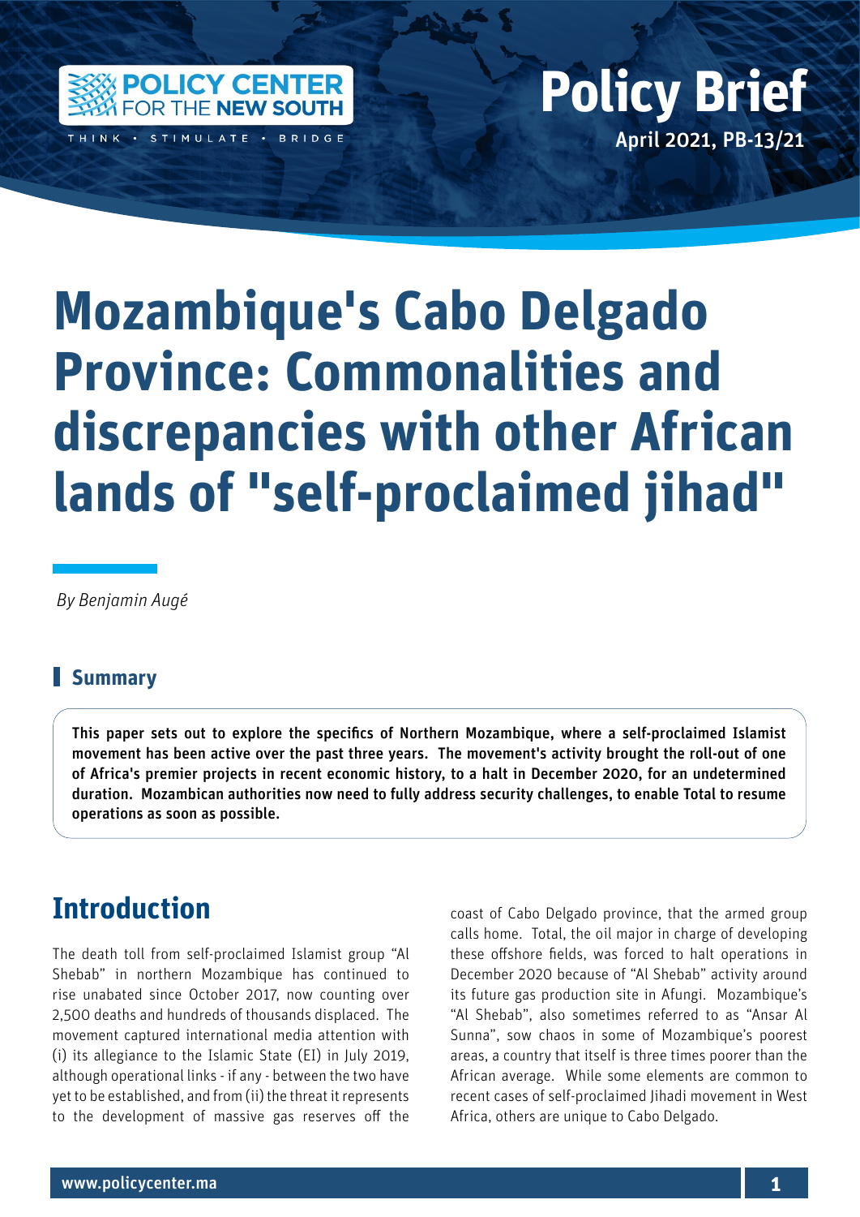Policy Brief

April 2021, PB-13/21

# Mozambique's Cabo Delgado Province: Commonalities and discrepancies with other African lands of "self-proclaimed jihad"

*By Benjamin Augé*

## Summary

**This paper sets out to explore the specifics of Northern Mozambique, where a self-proclaimed Islamist movement has been active over the past three years. The movement's activity brought the roll-out of one of Africa's premier projects in recent economic history, to a halt in December 2020, for an undetermined duration. Mozambican authorities now need to fully address security challenges, to enable Total to resume operations as soon as possible.**

## Introduction

The death toll from self-proclaimed Islamist group "Al Shebab" in northern Mozambique has continued to rise unabated since October 2017, now counting over 2,500 deaths and hundreds of thousands displaced. The movement captured international media attention with (i) its allegiance to the Islamic State (EI) in July 2019, although operational links - if any - between the two have yet to be established, and from (ii) the threat it represents to the development of massive gas reserves off the coast of Cabo Delgado province, that the armed group calls home. Total, the oil major in charge of developing these offshore fields, was forced to halt operations in December 2020 because of "Al Shebab" activity around its future gas production site in Afungi. Mozambique's "Al Shebab", also sometimes referred to as "Ansar Al Sunna", sow chaos in some of Mozambique's poorest areas, a country that itself is three times poorer than the African average. While some elements are common to recent cases of self-proclaimed Jihadi movement in West Africa, others are unique to Cabo Delgado.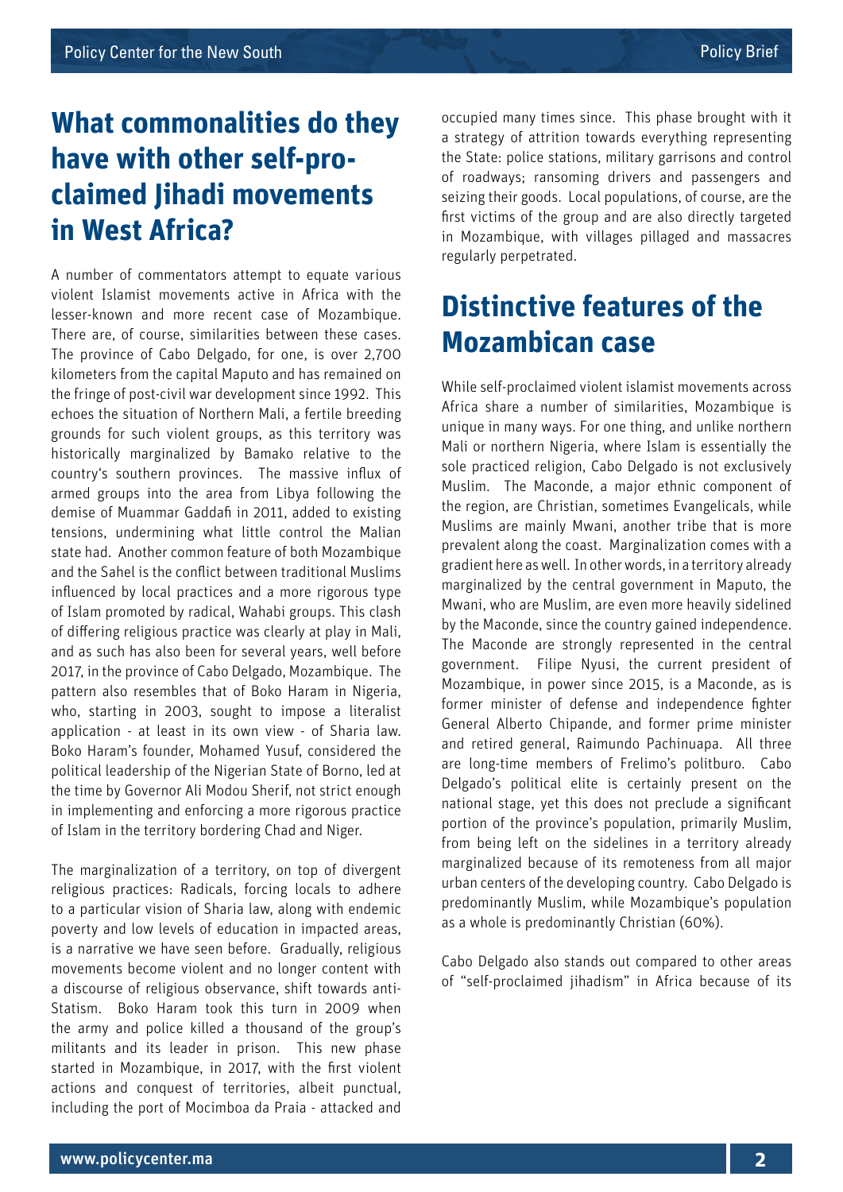## What commonalities do they have with other self-proclaimed Jihadi movements in West Africa?

A number of commentators attempt to equate various violent Islamist movements active in Africa with the lesser-known and more recent case of Mozambique. There are, of course, similarities between these cases. The province of Cabo Delgado, for one, is over 2,700 kilometers from the capital Maputo and has remained on the fringe of post-civil war development since 1992. This echoes the situation of Northern Mali, a fertile breeding grounds for such violent groups, as this territory was historically marginalized by Bamako relative to the country's southern provinces. The massive influx of armed groups into the area from Libya following the demise of Muammar Gaddafi in 2011, added to existing tensions, undermining what little control the Malian state had. Another common feature of both Mozambique and the Sahel is the conflict between traditional Muslims influenced by local practices and a more rigorous type of Islam promoted by radical, Wahabi groups. This clash of differing religious practice was clearly at play in Mali, and as such has also been for several years, well before 2017, in the province of Cabo Delgado, Mozambique. The pattern also resembles that of Boko Haram in Nigeria, who, starting in 2003, sought to impose a literalist application - at least in its own view - of Sharia law. Boko Haram's founder, Mohamed Yusuf, considered the political leadership of the Nigerian State of Borno, led at the time by Governor Ali Modou Sherif, not strict enough in implementing and enforcing a more rigorous practice of Islam in the territory bordering Chad and Niger.

The marginalization of a territory, on top of divergent religious practices: Radicals, forcing locals to adhere to a particular vision of Sharia law, along with endemic poverty and low levels of education in impacted areas, is a narrative we have seen before. Gradually, religious movements become violent and no longer content with a discourse of religious observance, shift towards anti-Statism. Boko Haram took this turn in 2009 when the army and police killed a thousand of the group's militants and its leader in prison. This new phase started in Mozambique, in 2017, with the first violent actions and conquest of territories, albeit punctual, including the port of Mocimboa da Praia - attacked and occupied many times since. This phase brought with it a strategy of attrition towards everything representing the State: police stations, military garrisons and control of roadways; ransoming drivers and passengers and seizing their goods. Local populations, of course, are the first victims of the group and are also directly targeted in Mozambique, with villages pillaged and massacres regularly perpetrated.

## Distinctive features of the Mozambican case

While self-proclaimed violent islamist movements across Africa share a number of similarities, Mozambique is unique in many ways. For one thing, and unlike northern Mali or northern Nigeria, where Islam is essentially the sole practiced religion, Cabo Delgado is not exclusively Muslim. The Maconde, a major ethnic component of the region, are Christian, sometimes Evangelicals, while Muslims are mainly Mwani, another tribe that is more prevalent along the coast. Marginalization comes with a gradient here as well. In other words, in a territory already marginalized by the central government in Maputo, the Mwani, who are Muslim, are even more heavily sidelined by the Maconde, since the country gained independence. The Maconde are strongly represented in the central government. Filipe Nyusi, the current president of Mozambique, in power since 2015, is a Maconde, as is former minister of defense and independence fighter General Alberto Chipande, and former prime minister and retired general, Raimundo Pachinuapa. All three are long-time members of Frelimo's politburo. Cabo Delgado's political elite is certainly present on the national stage, yet this does not preclude a significant portion of the province's population, primarily Muslim, from being left on the sidelines in a territory already marginalized because of its remoteness from all major urban centers of the developing country. Cabo Delgado is predominantly Muslim, while Mozambique's population as a whole is predominantly Christian (60%).

Cabo Delgado also stands out compared to other areas of "self-proclaimed jihadism" in Africa because of its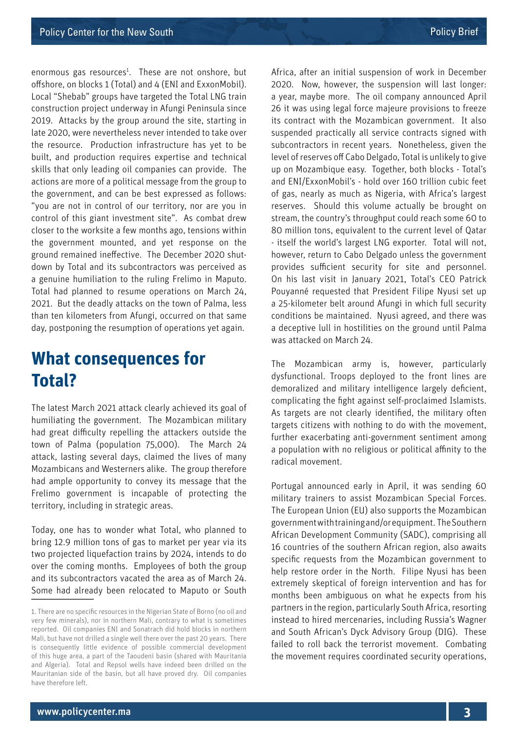enormous gas resources[1]. These are not onshore, but offshore, on blocks 1 (Total) and 4 (ENI and ExxonMobil). Local "Shebab" groups have targeted the Total LNG train construction project underway in Afungi Peninsula since 2019. Attacks by the group around the site, starting in late 2020, were nevertheless never intended to take over the resource. Production infrastructure has yet to be built, and production requires expertise and technical skills that only leading oil companies can provide. The actions are more of a political message from the group to the government, and can be best expressed as follows: "you are not in control of our territory, nor are you in control of this giant investment site". As combat drew closer to the worksite a few months ago, tensions within the government mounted, and yet response on the ground remained ineffective. The December 2020 shut-down by Total and its subcontractors was perceived as a genuine humiliation to the ruling Frelimo in Maputo. Total had planned to resume operations on March 24, 2021. But the deadly attacks on the town of Palma, less than ten kilometers from Afungi, occurred on that same day, postponing the resumption of operations yet again.

## What consequences for Total?

The latest March 2021 attack clearly achieved its goal of humiliating the government. The Mozambican military had great difficulty repelling the attackers outside the town of Palma (population 75,000). The March 24 attack, lasting several days, claimed the lives of many Mozambicans and Westerners alike. The group therefore had ample opportunity to convey its message that the Frelimo government is incapable of protecting the territory, including in strategic areas.

Today, one has to wonder what Total, who planned to bring 12.9 million tons of gas to market per year via its two projected liquefaction trains by 2024, intends to do over the coming months. Employees of both the group and its subcontractors vacated the area as of March 24. Some had already been relocated to Maputo or South Africa, after an initial suspension of work in December 2020. Now, however, the suspension will last longer: a year, maybe more. The oil company announced April 26 it was using legal force majeure provisions to freeze its contract with the Mozambican government. It also suspended practically all service contracts signed with subcontractors in recent years. Nonetheless, given the level of reserves off Cabo Delgado, Total is unlikely to give up on Mozambique easy. Together, both blocks - Total's and ENI/ExxonMobil's - hold over 160 trillion cubic feet of gas, nearly as much as Nigeria, with Africa's largest reserves. Should this volume actually be brought on stream, the country's throughput could reach some 60 to 80 million tons, equivalent to the current level of Qatar - itself the world's largest LNG exporter. Total will not, however, return to Cabo Delgado unless the government provides sufficient security for site and personnel. On his last visit in January 2021, Total's CEO Patrick Pouyanné requested that President Filipe Nyusi set up a 25-kilometer belt around Afungi in which full security conditions be maintained. Nyusi agreed, and there was a deceptive lull in hostilities on the ground until Palma was attacked on March 24.

The Mozambican army is, however, particularly dysfunctional. Troops deployed to the front lines are demoralized and military intelligence largely deficient, complicating the fight against self-proclaimed Islamists. As targets are not clearly identified, the military often targets citizens with nothing to do with the movement, further exacerbating anti-government sentiment among a population with no religious or political affinity to the radical movement.

Portugal announced early in April, it was sending 60 military trainers to assist Mozambican Special Forces. The European Union (EU) also supports the Mozambican government with training and/or equipment. The Southern African Development Community (SADC), comprising all 16 countries of the southern African region, also awaits specific requests from the Mozambican government to help restore order in the North. Filipe Nyusi has been extremely skeptical of foreign intervention and has for months been ambiguous on what he expects from his partners in the region, particularly South Africa, resorting instead to hired mercenaries, including Russia's Wagner and South African's Dyck Advisory Group (DIG). These failed to roll back the terrorist movement. Combating the movement requires coordinated security operations,

---

1. There are no specific resources in the Nigerian State of Borno (no oil and very few minerals), nor in northern Mali, contrary to what is sometimes reported. Oil companies ENI and Sonatrach did hold blocks in northern Mali, but have not drilled a single well there over the past 20 years. There is consequently little evidence of possible commercial development of this huge area, a part of the Taoudeni basin (shared with Mauritania and Algeria). Total and Repsol wells have indeed been drilled on the Mauritanian side of the basin, but all have proved dry. Oil companies have therefore left.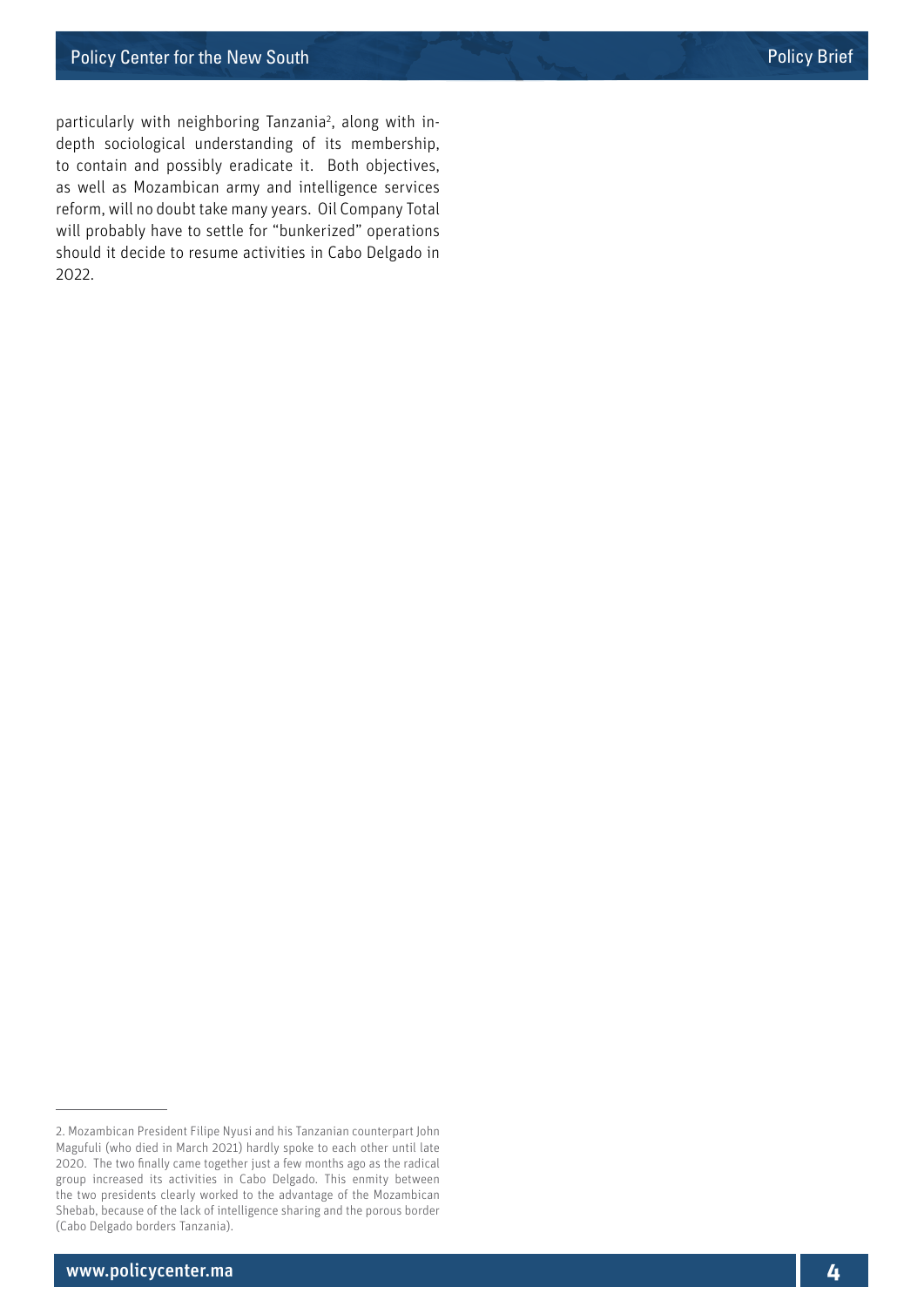particularly with neighboring Tanzania[2], along with in-depth sociological understanding of its membership, to contain and possibly eradicate it. Both objectives, as well as Mozambican army and intelligence services reform, will no doubt take many years. Oil Company Total will probably have to settle for "bunkerized" operations should it decide to resume activities in Cabo Delgado in 2022.

---

2. Mozambican President Filipe Nyusi and his Tanzanian counterpart John Magufuli (who died in March 2021) hardly spoke to each other until late 2020. The two finally came together just a few months ago as the radical group increased its activities in Cabo Delgado. This enmity between the two presidents clearly worked to the advantage of the Mozambican Shebab, because of the lack of intelligence sharing and the porous border (Cabo Delgado borders Tanzania).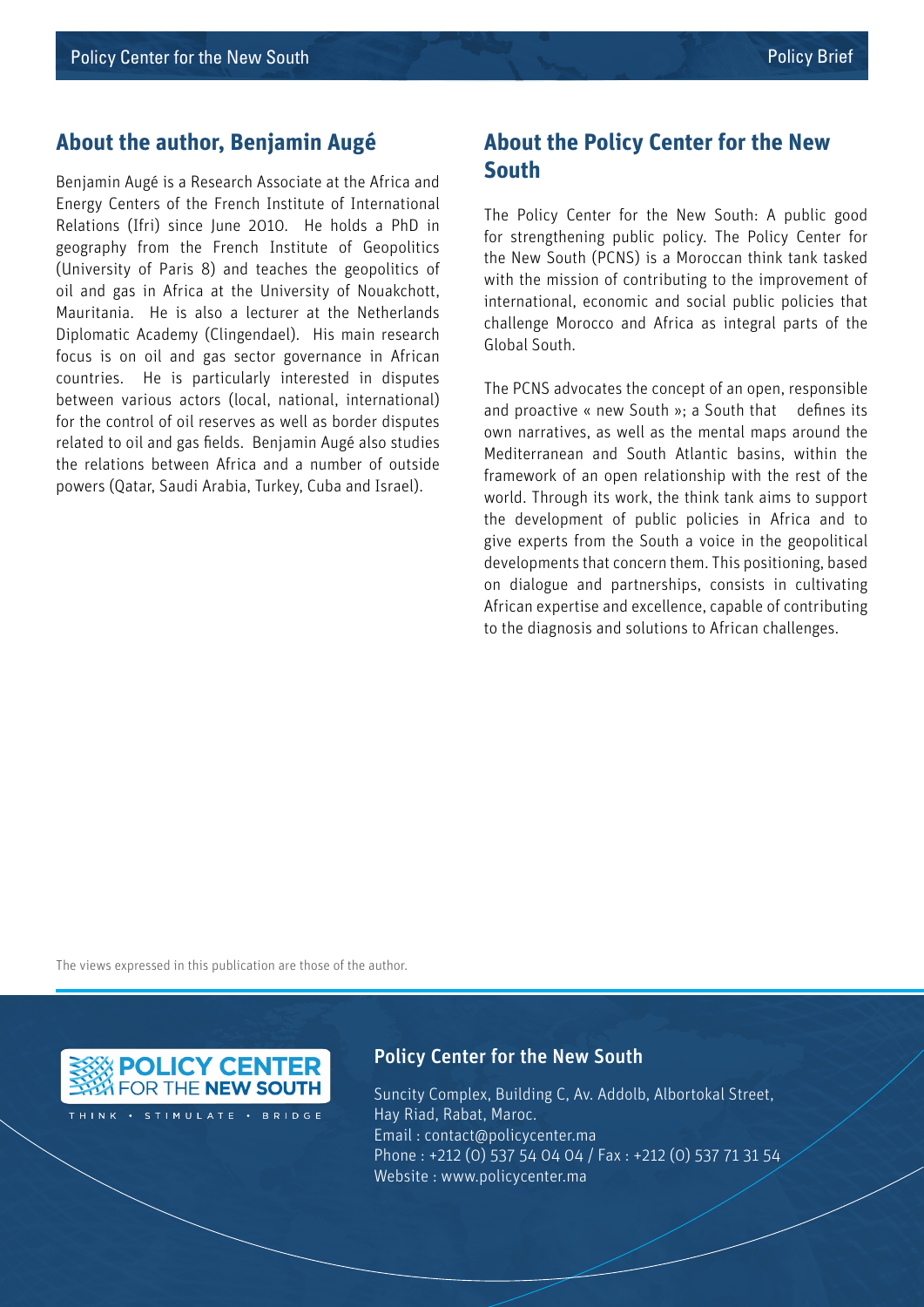## About the author, Benjamin Augé

Benjamin Augé is a Research Associate at the Africa and Energy Centers of the French Institute of International Relations (Ifri) since June 2010. He holds a PhD in geography from the French Institute of Geopolitics (University of Paris 8) and teaches the geopolitics of oil and gas in Africa at the University of Nouakchott, Mauritania. He is also a lecturer at the Netherlands Diplomatic Academy (Clingendael). His main research focus is on oil and gas sector governance in African countries. He is particularly interested in disputes between various actors (local, national, international) for the control of oil reserves as well as border disputes related to oil and gas fields. Benjamin Augé also studies the relations between Africa and a number of outside powers (Qatar, Saudi Arabia, Turkey, Cuba and Israel).

## About the Policy Center for the New South

The Policy Center for the New South: A public good for strengthening public policy. The Policy Center for the New South (PCNS) is a Moroccan think tank tasked with the mission of contributing to the improvement of international, economic and social public policies that challenge Morocco and Africa as integral parts of the Global South.

The PCNS advocates the concept of an open, responsible and proactive « new South »; a South that defines its own narratives, as well as the mental maps around the Mediterranean and South Atlantic basins, within the framework of an open relationship with the rest of the world. Through its work, the think tank aims to support the development of public policies in Africa and to give experts from the South a voice in the geopolitical developments that concern them. This positioning, based on dialogue and partnerships, consists in cultivating African expertise and excellence, capable of contributing to the diagnosis and solutions to African challenges.

The views expressed in this publication are those of the author.

POLICY CENTER FOR THE NEW SOUTH

THINK • STIMULATE • BRIDGE

### Policy Center for the New South

Suncity Complex, Building C, Av. Addolb, Albortokal Street,
Hay Riad, Rabat, Maroc.
Email : contact@policycenter.ma
Phone : +212 (0) 537 54 04 04 / Fax : +212 (0) 537 71 31 54
Website : www.policycenter.ma